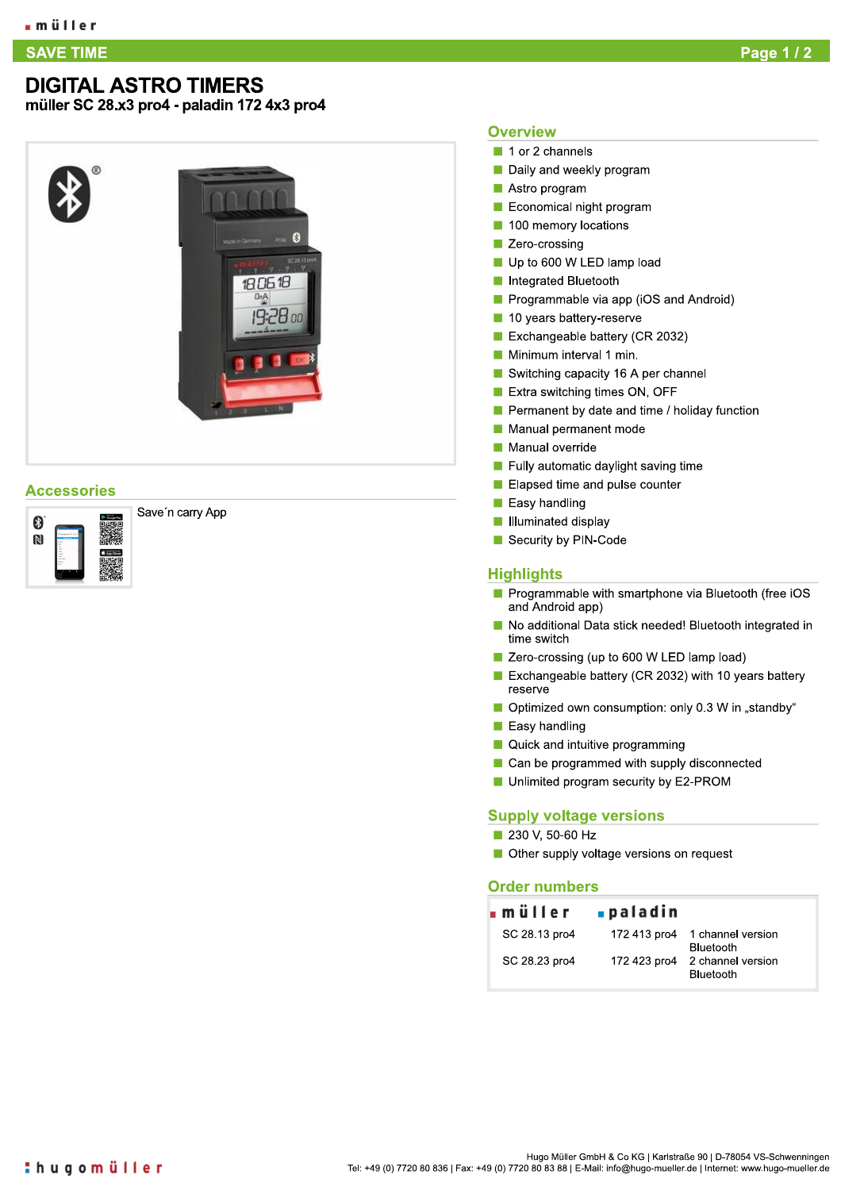# DIGITAL ASTRO TIMERS

**müller SC 28.x3 pro4 - paladin 172 4x3 pro4**

## Accessories

Save´n carry App

## Overview

- 1 or 2 channels
- Daily and weekly program
- Astro program
- Economical night program
- 100 memory locations
- Zero-crossing
- Up to 600 W LED lamp load
- Integrated Bluetooth
- Programmable via app (iOS and Android)
- 10 years battery-reserve
- Exchangeable battery (CR 2032)
- Minimum interval 1 min.
- Switching capacity 16 A per channel
- Extra switching times ON, OFF
- Permanent by date and time / holiday function
- Manual permanent mode
- Manual override
- Fully automatic daylight saving time
- Elapsed time and pulse counter
- Easy handling
- Illuminated display
- Security by PIN-Code

## Highlights

- Programmable with smartphone via Bluetooth (free iOS and Android app)
- No additional Data stick needed! Bluetooth integrated in time switch
- Zero-crossing (up to 600 W LED lamp load)
- Exchangeable battery (CR 2032) with 10 years battery reserve
- Optimized own consumption: only 0.3 W in „standby“
- Easy handling
- Quick and intuitive programming
- Can be programmed with supply disconnected
- Unlimited program security by E2-PROM

## Supply voltage versions

- 230 V, 50-60 Hz
- Other supply voltage versions on request

## Order numbers

| müller | paladin | |
|---|---|---|
| SC 28.13 pro4 | 172 413 pro4 | 1 channel version Bluetooth |
| SC 28.23 pro4 | 172 423 pro4 | 2 channel version Bluetooth |

Hugo Müller GmbH & Co KG | Karlstraße 90 | D-78054 VS-Schwenningen
Tel: +49 (0) 7720 80 836 | Fax: +49 (0) 7720 80 83 88 | E-Mail: info@hugo-mueller.de | Internet: www.hugo-mueller.de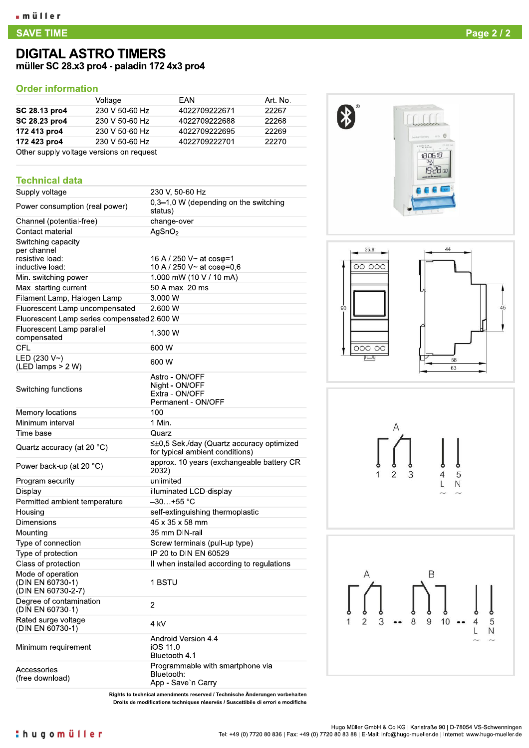# DIGITAL ASTRO TIMERS

**müller SC 28.x3 pro4 - paladin 172 4x3 pro4**

## Order information

| | Voltage | EAN | Art. No. |
|---|---|---|---|
| **SC 28.13 pro4** | 230 V 50-60 Hz | 4022709222671 | 22267 |
| **SC 28.23 pro4** | 230 V 50-60 Hz | 4022709222688 | 22268 |
| **172 413 pro4** | 230 V 50-60 Hz | 4022709222695 | 22269 |
| **172 423 pro4** | 230 V 50-60 Hz | 4022709222701 | 22270 |

Other supply voltage versions on request

## Technical data

| | |
|---|---|
| Supply voltage | 230 V, 50-60 Hz |
| Power consumption (real power) | 0,3–1,0 W (depending on the switching status) |
| Channel (potential-free) | change-over |
| Contact material | $AgSnO_2$ |
| Switching capacity per channel resistive load: inductive load: | 16 A / 250 V~ at cosφ=1 10 A / 250 V~ at cosφ=0,6 |
| Min. switching power | 1.000 mW (10 V / 10 mA) |
| Max. starting current | 50 A max. 20 ms |
| Filament Lamp, Halogen Lamp | 3.000 W |
| Fluorescent Lamp uncompensated | 2.600 W |
| Fluorescent Lamp series compensated | 2.600 W |
| Fluorescent Lamp parallel compensated | 1.300 W |
| CFL | 600 W |
| LED (230 V~) (LED lamps > 2 W) | 600 W |
| Switching functions | Astro - ON/OFF Night - ON/OFF Extra - ON/OFF Permanent - ON/OFF |
| Memory locations | 100 |
| Minimum interval | 1 Min. |
| Time base | Quarz |
| Quartz accuracy (at 20 °C) | ≤±0,5 Sek./day (Quartz accuracy optimized for typical ambient conditions) |
| Power back-up (at 20 °C) | approx. 10 years (exchangeable battery CR 2032) |
| Program security | unlimited |
| Display | illuminated LCD-display |
| Permitted ambient temperature | –30…+55 °C |
| Housing | self-extinguishing thermoplastic |
| Dimensions | 45 x 35 x 58 mm |
| Mounting | 35 mm DIN-rail |
| Type of connection | Screw terminals (pull-up type) |
| Type of protection | IP 20 to DIN EN 60529 |
| Class of protection | II when installed according to regulations |
| Mode of operation (DIN EN 60730-1) (DIN EN 60730-2-7) | 1 BSTU |
| Degree of contamination (DIN EN 60730-1) | 2 |
| Rated surge voltage (DIN EN 60730-1) | 4 kV |
| Minimum requirement | Android Version 4.4 iOS 11.0 Bluetooth 4.1 |
| Accessories (free download) | Programmable with smartphone via Bluetooth: App - Save`n Carry |

Rights to technical amendments reserved / Technische Änderungen vorbehalten
Droits de modifications techniques réservés / Suscettibile di errori e modifiche

35,8
44
90
45
58
63

A
1 2 3
4 L ~
5 N ~

A
B
1 2 3 8 9 10
4 L ~
5 N ~

Hugo Müller GmbH & Co KG | Karlstraße 90 | D-78054 VS-Schwenningen
Tel: +49 (0) 7720 80 836 | Fax: +49 (0) 7720 80 83 88 | E-Mail: info@hugo-mueller.de | Internet: www.hugo-mueller.de